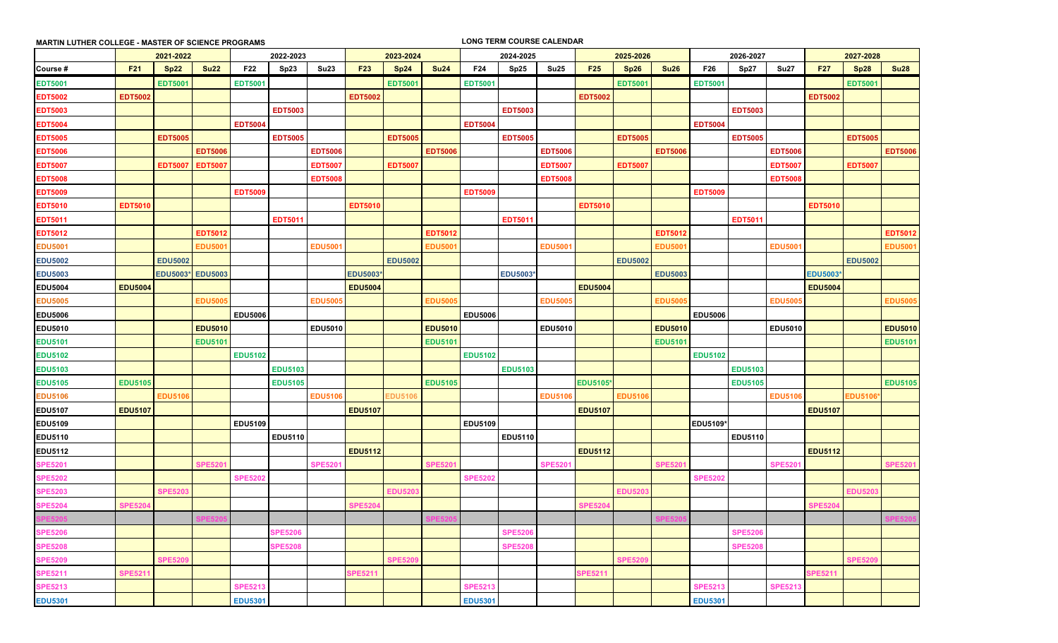**MARTIN LUTHER COLLEGE - MASTER OF SCIENCE PROGRAMS**

**LONG TERM COURSE CALENDAR**

| | 2021-2022 | | | 2022-2023 | | | 2023-2024 | | | 2024-2025 | | | 2025-2026 | | | 2026-2027 | | | 2027-2028 | | |
|---|---|---|---|---|---|---|---|---|---|---|---|---|---|---|---|---|---|---|---|---|---|
| **Course #** | **F21** | **Sp22** | **Su22** | **F22** | **Sp23** | **Su23** | **F23** | **Sp24** | **Su24** | **F24** | **Sp25** | **Su25** | **F25** | **Sp26** | **Su26** | **F26** | **Sp27** | **Su27** | **F27** | **Sp28** | **Su28** |
| EDT5001 | | EDT5001 | | EDT5001 | | | | EDT5001 | | EDT5001 | | | | EDT5001 | | EDT5001 | | | | EDT5001 | |
| EDT5002 | EDT5002 | | | | | | EDT5002 | | | | | | EDT5002 | | | | | | EDT5002 | | |
| EDT5003 | | | | | EDT5003 | | | | | | EDT5003 | | | | | | EDT5003 | | | | |
| EDT5004 | | | | EDT5004 | | | | | | EDT5004 | | | | | | EDT5004 | | | | | |
| EDT5005 | | EDT5005 | | | EDT5005 | | | EDT5005 | | | EDT5005 | | | EDT5005 | | | EDT5005 | | | EDT5005 | |
| EDT5006 | | | EDT5006 | | | EDT5006 | | | EDT5006 | | | EDT5006 | | | EDT5006 | | | EDT5006 | | | EDT5006 |
| EDT5007 | | EDT5007 | EDT5007 | | | EDT5007 | | EDT5007 | | | | EDT5007 | | EDT5007 | | | | EDT5007 | | EDT5007 | |
| EDT5008 | | | | | | EDT5008 | | | | | | EDT5008 | | | | | | EDT5008 | | | |
| EDT5009 | | | | EDT5009 | | | | | | EDT5009 | | | | | | EDT5009 | | | | | |
| EDT5010 | EDT5010 | | | | | | EDT5010 | | | | | | EDT5010 | | | | | | EDT5010 | | |
| EDT5011 | | | | | EDT5011 | | | | | | EDT5011 | | | | | | EDT5011 | | | | |
| EDT5012 | | | EDT5012 | | | | | | EDT5012 | | | | | | EDT5012 | | | | | | EDT5012 |
| EDU5001 | | | EDU5001 | | | EDU5001 | | | EDU5001 | | | EDU5001 | | | EDU5001 | | | EDU5001 | | | EDU5001 |
| EDU5002 | | EDU5002 | | | | | | EDU5002 | | | | | | EDU5002 | | | | | | EDU5002 | |
| EDU5003 | | EDU5003* | EDU5003 | | | | EDU5003* | | | | EDU5003* | | | | EDU5003 | | | | EDU5003* | | |
| EDU5004 | EDU5004 | | | | | | EDU5004 | | | | | | EDU5004 | | | | | | EDU5004 | | |
| EDU5005 | | | EDU5005 | | | EDU5005 | | | EDU5005 | | | EDU5005 | | | EDU5005 | | | EDU5005 | | | EDU5005 |
| EDU5006 | | | | EDU5006 | | | | | | EDU5006 | | | | | | EDU5006 | | | | | |
| EDU5010 | | | EDU5010 | | | EDU5010 | | | EDU5010 | | | EDU5010 | | | EDU5010 | | | EDU5010 | | | EDU5010 |
| EDU5101 | | | EDU5101 | | | | | | EDU5101 | | | | | | EDU5101 | | | | | | EDU5101 |
| EDU5102 | | | | EDU5102 | | | | | | EDU5102 | | | | | | EDU5102 | | | | | |
| EDU5103 | | | | | EDU5103 | | | | | | EDU5103 | | | | | | EDU5103 | | | | |
| EDU5105 | EDU5105 | | | | EDU5105 | | | | EDU5105 | | | | EDU5105* | | | | EDU5105 | | | | EDU5105 |
| EDU5106 | | EDU5106 | | | | EDU5106 | | EDU5106 | | | | EDU5106 | | EDU5106 | | | | EDU5106 | | EDU5106* | |
| EDU5107 | EDU5107 | | | | | | EDU5107 | | | | | | EDU5107 | | | | | | EDU5107 | | |
| EDU5109 | | | | EDU5109 | | | | | | EDU5109 | | | | | | EDU5109* | | | | | |
| EDU5110 | | | | | EDU5110 | | | | | | EDU5110 | | | | | | EDU5110 | | | | |
| EDU5112 | | | | | | | EDU5112 | | | | | | EDU5112 | | | | | | EDU5112 | | |
| SPE5201 | | | SPE5201 | | | SPE5201 | | | SPE5201 | | | SPE5201 | | | SPE5201 | | | SPE5201 | | | SPE5201 |
| SPE5202 | | | | SPE5202 | | | | | | SPE5202 | | | | | | SPE5202 | | | | | |
| SPE5203 | | SPE5203 | | | | | | EDU5203 | | | | | | EDU5203 | | | | | | EDU5203 | |
| SPE5204 | SPE5204 | | | | | | SPE5204 | | | | | | SPE5204 | | | | | | SPE5204 | | |
| SPE5205 | | | SPE5205 | | | | | | SPE5205 | | | | | | SPE5205 | | | | | | SPE5205 |
| SPE5206 | | | | | SPE5206 | | | | | | SPE5206 | | | | | | SPE5206 | | | | |
| SPE5208 | | | | | SPE5208 | | | | | | SPE5208 | | | | | | SPE5208 | | | | |
| SPE5209 | | SPE5209 | | | | | | SPE5209 | | | | | | SPE5209 | | | | | | SPE5209 | |
| SPE5211 | SPE5211 | | | | | | SPE5211 | | | | | | SPE5211 | | | | | | SPE5211 | | |
| SPE5213 | | | | SPE5213 | | | | | | SPE5213 | | | | | | SPE5213 | | SPE5213 | | | |
| EDU5301 | | | | EDU5301 | | | | | | EDU5301 | | | | | | EDU5301 | | | | | |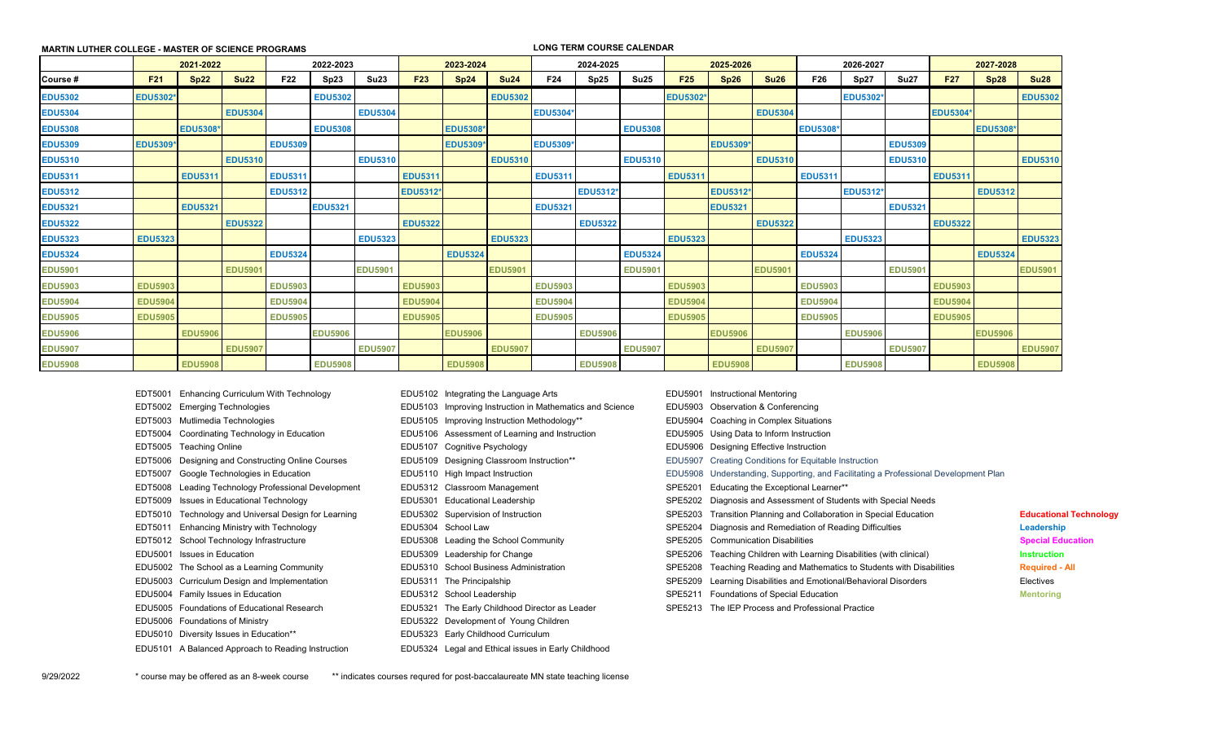**MARTIN LUTHER COLLEGE - MASTER OF SCIENCE PROGRAMS**

**LONG TERM COURSE CALENDAR**

| | 2021-2022 | | | 2022-2023 | | | 2023-2024 | | | 2024-2025 | | | 2025-2026 | | | 2026-2027 | | | 2027-2028 | | |
|---|---|---|---|---|---|---|---|---|---|---|---|---|---|---|---|---|---|---|---|---|---|
| **Course #** | **F21** | **Sp22** | **Su22** | **F22** | **Sp23** | **Su23** | **F23** | **Sp24** | **Su24** | **F24** | **Sp25** | **Su25** | **F25** | **Sp26** | **Su26** | **F26** | **Sp27** | **Su27** | **F27** | **Sp28** | **Su28** |
| EDU5302 | EDU5302* | | | | EDU5302 | | | | EDU5302 | | | | EDU5302* | | | | EDU5302* | | | | EDU5302 |
| EDU5304 | | | EDU5304 | | | EDU5304 | | | | EDU5304* | | | | | EDU5304 | | | | EDU5304* | | |
| EDU5308 | | EDU5308* | | | EDU5308 | | | EDU5308* | | | | EDU5308 | | | | EDU5308* | | | | EDU5308* | |
| EDU5309 | EDU5309* | | | EDU5309 | | | | EDU5309* | | EDU5309* | | | | EDU5309* | | | | EDU5309 | | | |
| EDU5310 | | | EDU5310 | | | EDU5310 | | | EDU5310 | | | EDU5310 | | | EDU5310 | | | EDU5310 | | | EDU5310 |
| EDU5311 | | EDU5311 | | EDU5311 | | | EDU5311 | | | EDU5311 | | | EDU5311 | | | EDU5311 | | | EDU5311 | | |
| EDU5312 | | | | EDU5312 | | | EDU5312* | | | | EDU5312* | | | EDU5312* | | | EDU5312* | | | EDU5312 | |
| EDU5321 | | EDU5321 | | | EDU5321 | | | | | EDU5321 | | | | EDU5321 | | | | EDU5321 | | | |
| EDU5322 | | | EDU5322 | | | | EDU5322 | | | | EDU5322 | | | | EDU5322 | | | | EDU5322 | | |
| EDU5323 | EDU5323 | | | | | EDU5323 | | | EDU5323 | | | | EDU5323 | | | | EDU5323 | | | | EDU5323 |
| EDU5324 | | | | EDU5324 | | | | EDU5324 | | | | EDU5324 | | | | EDU5324 | | | | EDU5324 | |
| EDU5901 | | | EDU5901 | | | EDU5901 | | | EDU5901 | | | EDU5901 | | | EDU5901 | | | EDU5901 | | | EDU5901 |
| EDU5903 | EDU5903 | | | EDU5903 | | | EDU5903 | | | EDU5903 | | | EDU5903 | | | EDU5903 | | | EDU5903 | | |
| EDU5904 | EDU5904 | | | EDU5904 | | | EDU5904 | | | EDU5904 | | | EDU5904 | | | EDU5904 | | | EDU5904 | | |
| EDU5905 | EDU5905 | | | EDU5905 | | | EDU5905 | | | EDU5905 | | | EDU5905 | | | EDU5905 | | | EDU5905 | | |
| EDU5906 | | EDU5906 | | | EDU5906 | | | EDU5906 | | | EDU5906 | | | EDU5906 | | | EDU5906 | | | EDU5906 | |
| EDU5907 | | | EDU5907 | | | EDU5907 | | | EDU5907 | | | EDU5907 | | | EDU5907 | | | EDU5907 | | | EDU5907 |
| EDU5908 | | EDU5908 | | | EDU5908 | | | EDU5908 | | | EDU5908 | | | EDU5908 | | | EDU5908 | | | EDU5908 | |

EDT5001 Enhancing Curriculum With Technology
EDT5002 Emerging Technologies
EDT5003 Mutlimedia Technologies
EDT5004 Coordinating Technology in Education
EDT5005 Teaching Online
EDT5006 Designing and Constructing Online Courses
EDT5007 Google Technologies in Education
EDT5008 Leading Technology Professional Development
EDT5009 Issues in Educational Technology
EDT5010 Technology and Universal Design for Learning
EDT5011 Enhancing Ministry with Technology
EDT5012 School Technology Infrastructure
EDU5001 Issues in Education
EDU5002 The School as a Learning Community
EDU5003 Curriculum Design and Implementation
EDU5004 Family Issues in Education
EDU5005 Foundations of Educational Research
EDU5006 Foundations of Ministry
EDU5010 Diversity Issues in Education**
EDU5101 A Balanced Approach to Reading Instruction

EDU5102 Integrating the Language Arts
EDU5103 Improving Instruction in Mathematics and Science
EDU5105 Improving Instruction Methodology**
EDU5106 Assessment of Learning and Instruction
EDU5107 Cognitive Psychology
EDU5109 Designing Classroom Instruction**
EDU5110 High Impact Instruction
EDU5312 Classroom Management
EDU5301 Educational Leadership
EDU5302 Supervision of Instruction
EDU5304 School Law
EDU5308 Leading the School Community
EDU5309 Leadership for Change
EDU5310 School Business Administration
EDU5311 The Principalship
EDU5312 School Leadership
EDU5321 The Early Childhood Director as Leader
EDU5322 Development of Young Children
EDU5323 Early Childhood Curriculum
EDU5324 Legal and Ethical issues in Early Childhood

EDU5901 Instructional Mentoring
EDU5903 Observation & Conferencing
EDU5904 Coaching in Complex Situations
EDU5905 Using Data to Inform Instruction
EDU5906 Designing Effective Instruction
EDU5907 Creating Conditions for Equitable Instruction
EDU5908 Understanding, Supporting, and Facilitating a Professional Development Plan
SPE5201 Educating the Exceptional Learner**
SPE5202 Diagnosis and Assessment of Students with Special Needs
SPE5203 Transition Planning and Collaboration in Special Education
SPE5204 Diagnosis and Remediation of Reading Difficulties
SPE5205 Communication Disabilities
SPE5206 Teaching Children with Learning Disabilities (with clinical)
SPE5208 Teaching Reading and Mathematics to Students with Disabilities
SPE5209 Learning Disabilities and Emotional/Behavioral Disorders
SPE5211 Foundations of Special Education
SPE5213 The IEP Process and Professional Practice

**Educational Technology**
**Leadership**
**Special Education**
**Instruction**
**Required - All**
Electives
**Mentoring**

9/29/2022 * course may be offered as an 8-week course ** indicates courses requred for post-baccalaureate MN state teaching license